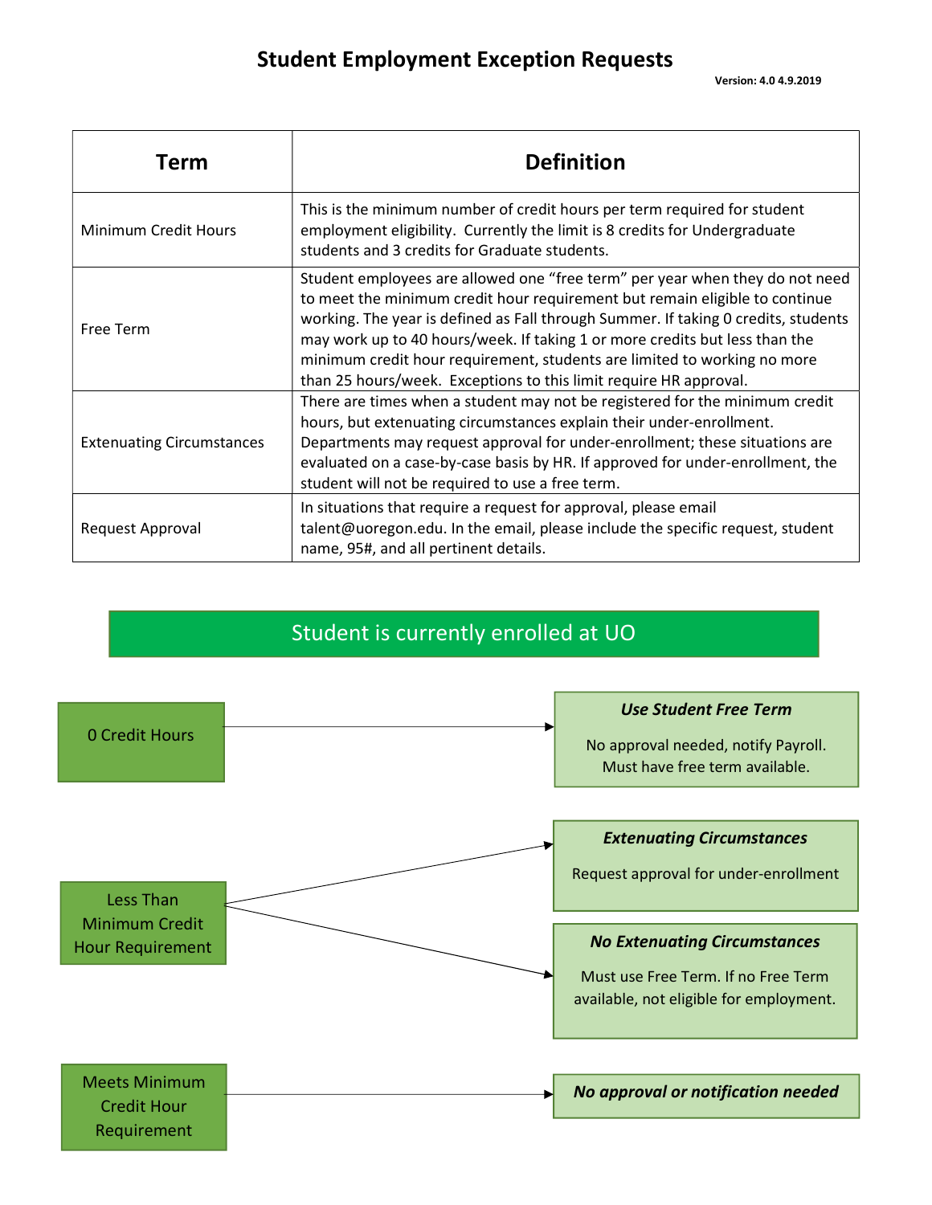# Student Employment Exception Requests

**Version: 4.0 4.9.2019**

| Term | Definition |
|---|---|
| Minimum Credit Hours | This is the minimum number of credit hours per term required for student employment eligibility. Currently the limit is 8 credits for Undergraduate students and 3 credits for Graduate students. |
| Free Term | Student employees are allowed one "free term" per year when they do not need to meet the minimum credit hour requirement but remain eligible to continue working. The year is defined as Fall through Summer. If taking 0 credits, students may work up to 40 hours/week. If taking 1 or more credits but less than the minimum credit hour requirement, students are limited to working no more than 25 hours/week. Exceptions to this limit require HR approval. |
| Extenuating Circumstances | There are times when a student may not be registered for the minimum credit hours, but extenuating circumstances explain their under-enrollment. Departments may request approval for under-enrollment; these situations are evaluated on a case-by-case basis by HR. If approved for under-enrollment, the student will not be required to use a free term. |
| Request Approval | In situations that require a request for approval, please email talent@uoregon.edu. In the email, please include the specific request, student name, 95#, and all pertinent details. |

## Student is currently enrolled at UO

- **0 Credit Hours** → ***Use Student Free Term***
  No approval needed, notify Payroll. Must have free term available.

- **Less Than Minimum Credit Hour Requirement** →
  - ***Extenuating Circumstances***
    Request approval for under-enrollment
  - ***No Extenuating Circumstances***
    Must use Free Term. If no Free Term available, not eligible for employment.

- **Meets Minimum Credit Hour Requirement** → ***No approval or notification needed***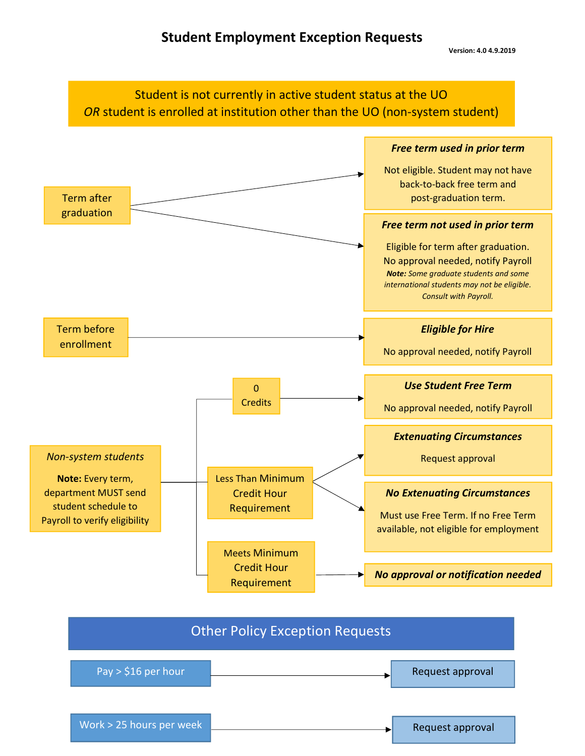# Student Employment Exception Requests

Version: 4.0 4.9.2019

**Student is not currently in active student status at the UO**
***OR*** **student is enrolled at institution other than the UO (non-system student)**

Term after graduation

- ***Free term used in prior term***

  Not eligible. Student may not have back-to-back free term and post-graduation term.

- ***Free term not used in prior term***

  Eligible for term after graduation. No approval needed, notify Payroll

  ***Note:*** *Some graduate students and some international students may not be eligible. Consult with Payroll.*

Term before enrollment

- ***Eligible for Hire***

  No approval needed, notify Payroll

*Non-system students*

**Note:** Every term, department MUST send student schedule to Payroll to verify eligibility

- 0 Credits
  - ***Use Student Free Term***

    No approval needed, notify Payroll

- Less Than Minimum Credit Hour Requirement
  - ***Extenuating Circumstances***

    Request approval

  - ***No Extenuating Circumstances***

    Must use Free Term. If no Free Term available, not eligible for employment

- Meets Minimum Credit Hour Requirement
  - ***No approval or notification needed***

## Other Policy Exception Requests

Pay > $16 per hour → Request approval

Work > 25 hours per week → Request approval